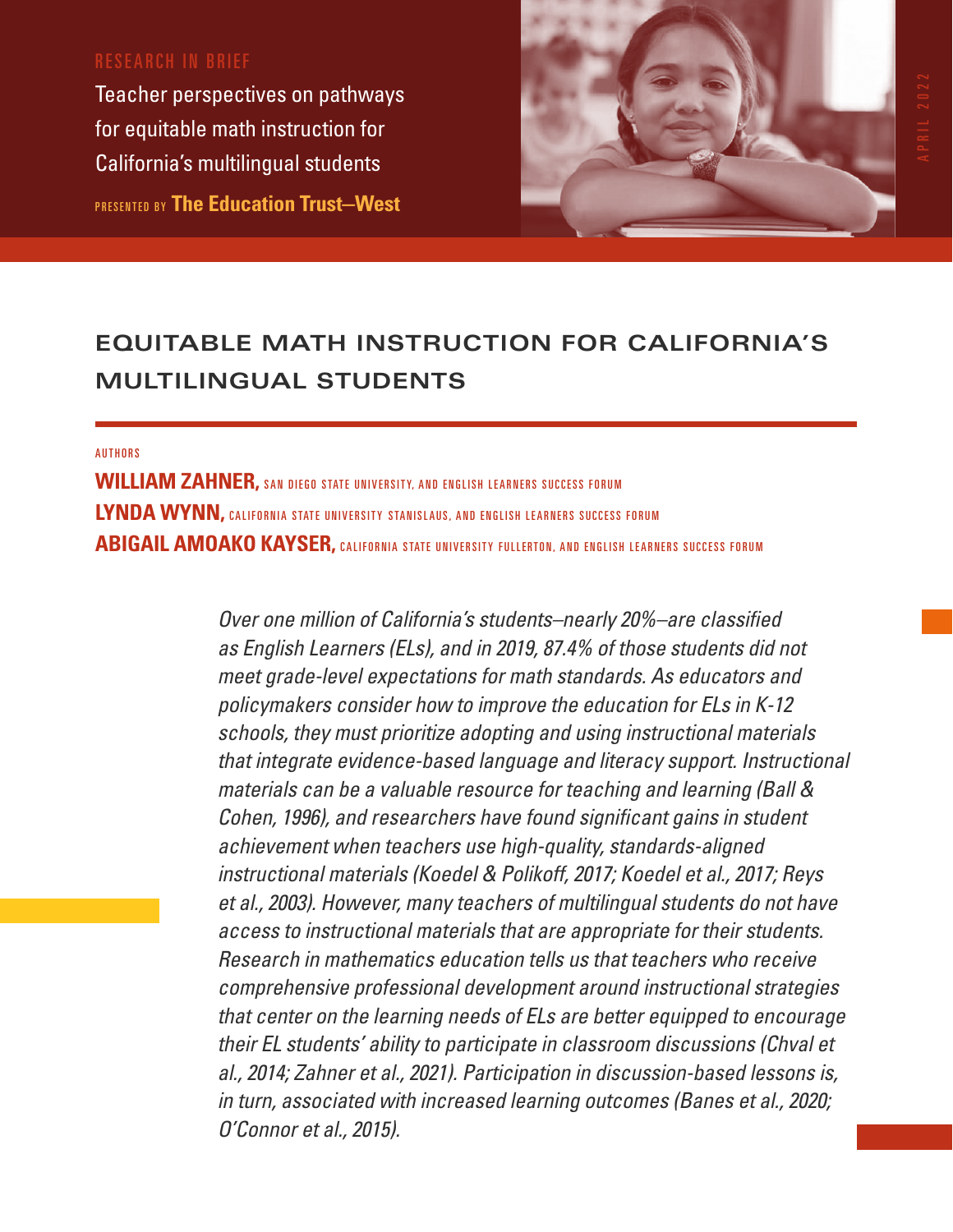RESEARCH IN BRIEF

Teacher perspectives on pathways for equitable math instruction for California's multilingual students

PRESENTED BY **The Education Trust–West**

APRIL 2022

# EQUITABLE MATH INSTRUCTION FOR CALIFORNIA'S MULTILINGUAL STUDENTS

AUTHORS

**WILLIAM ZAHNER,** SAN DIEGO STATE UNIVERSITY, AND ENGLISH LEARNERS SUCCESS FORUM

**LYNDA WYNN,** CALIFORNIA STATE UNIVERSITY STANISLAUS, AND ENGLISH LEARNERS SUCCESS FORUM

**ABIGAIL AMOAKO KAYSER,** CALIFORNIA STATE UNIVERSITY FULLERTON, AND ENGLISH LEARNERS SUCCESS FORUM

*Over one million of California's students–nearly 20%–are classified as English Learners (ELs), and in 2019, 87.4% of those students did not meet grade-level expectations for math standards. As educators and policymakers consider how to improve the education for ELs in K-12 schools, they must prioritize adopting and using instructional materials that integrate evidence-based language and literacy support. Instructional materials can be a valuable resource for teaching and learning (Ball & Cohen, 1996), and researchers have found significant gains in student achievement when teachers use high-quality, standards-aligned instructional materials (Koedel & Polikoff, 2017; Koedel et al., 2017; Reys et al., 2003). However, many teachers of multilingual students do not have access to instructional materials that are appropriate for their students. Research in mathematics education tells us that teachers who receive comprehensive professional development around instructional strategies that center on the learning needs of ELs are better equipped to encourage their EL students' ability to participate in classroom discussions (Chval et al., 2014; Zahner et al., 2021). Participation in discussion-based lessons is, in turn, associated with increased learning outcomes (Banes et al., 2020; O'Connor et al., 2015).*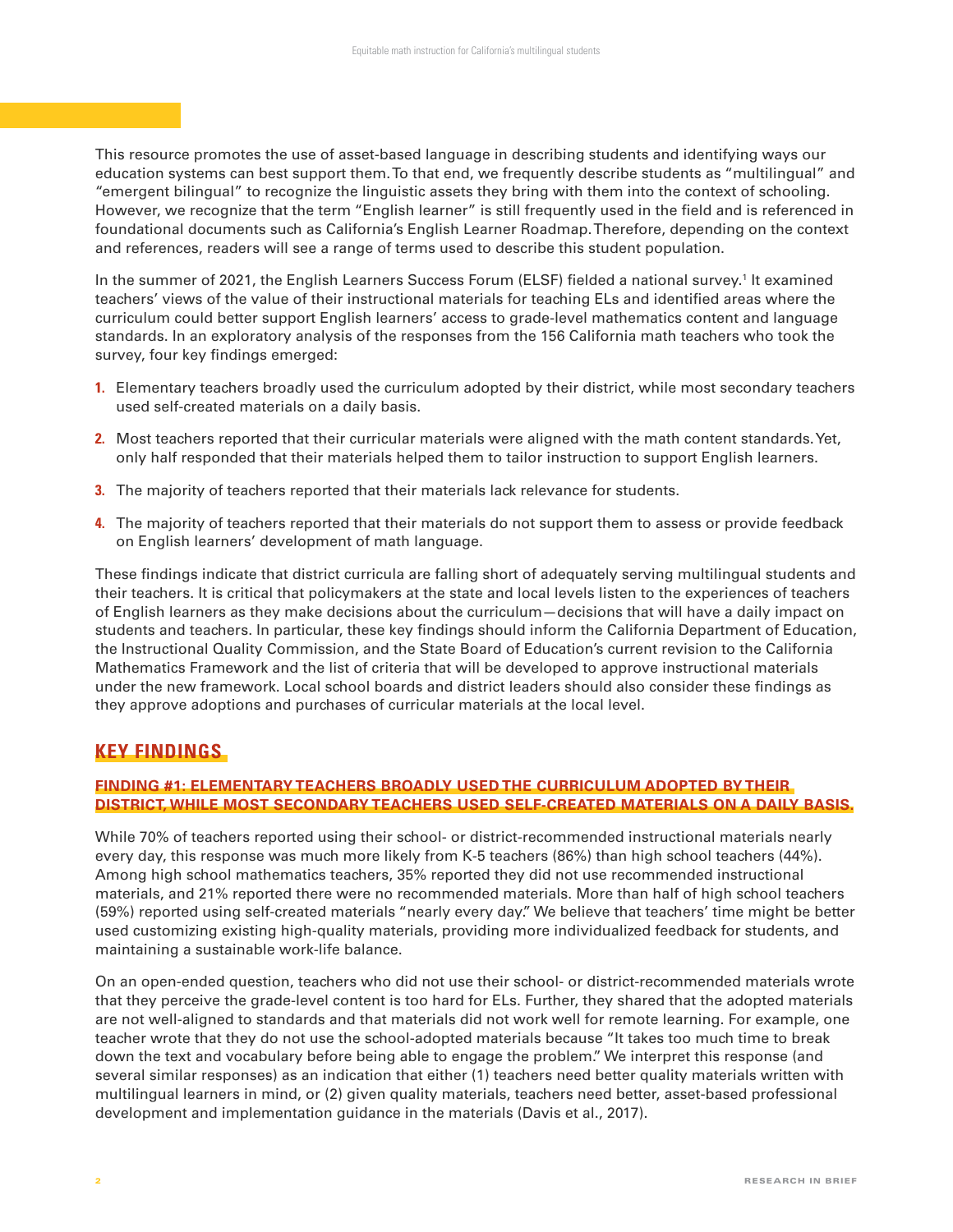This resource promotes the use of asset-based language in describing students and identifying ways our education systems can best support them. To that end, we frequently describe students as “multilingual” and “emergent bilingual” to recognize the linguistic assets they bring with them into the context of schooling. However, we recognize that the term “English learner” is still frequently used in the field and is referenced in foundational documents such as California’s English Learner Roadmap. Therefore, depending on the context and references, readers will see a range of terms used to describe this student population.

In the summer of 2021, the English Learners Success Forum (ELSF) fielded a national survey.[1] It examined teachers’ views of the value of their instructional materials for teaching ELs and identified areas where the curriculum could better support English learners’ access to grade-level mathematics content and language standards. In an exploratory analysis of the responses from the 156 California math teachers who took the survey, four key findings emerged:

1. Elementary teachers broadly used the curriculum adopted by their district, while most secondary teachers used self-created materials on a daily basis.
2. Most teachers reported that their curricular materials were aligned with the math content standards. Yet, only half responded that their materials helped them to tailor instruction to support English learners.
3. The majority of teachers reported that their materials lack relevance for students.
4. The majority of teachers reported that their materials do not support them to assess or provide feedback on English learners’ development of math language.

These findings indicate that district curricula are falling short of adequately serving multilingual students and their teachers. It is critical that policymakers at the state and local levels listen to the experiences of teachers of English learners as they make decisions about the curriculum—decisions that will have a daily impact on students and teachers. In particular, these key findings should inform the California Department of Education, the Instructional Quality Commission, and the State Board of Education’s current revision to the California Mathematics Framework and the list of criteria that will be developed to approve instructional materials under the new framework. Local school boards and district leaders should also consider these findings as they approve adoptions and purchases of curricular materials at the local level.

## KEY FINDINGS

### FINDING #1: ELEMENTARY TEACHERS BROADLY USED THE CURRICULUM ADOPTED BY THEIR DISTRICT, WHILE MOST SECONDARY TEACHERS USED SELF-CREATED MATERIALS ON A DAILY BASIS.

While 70% of teachers reported using their school- or district-recommended instructional materials nearly every day, this response was much more likely from K-5 teachers (86%) than high school teachers (44%). Among high school mathematics teachers, 35% reported they did not use recommended instructional materials, and 21% reported there were no recommended materials. More than half of high school teachers (59%) reported using self-created materials “nearly every day.” We believe that teachers’ time might be better used customizing existing high-quality materials, providing more individualized feedback for students, and maintaining a sustainable work-life balance.

On an open-ended question, teachers who did not use their school- or district-recommended materials wrote that they perceive the grade-level content is too hard for ELs. Further, they shared that the adopted materials are not well-aligned to standards and that materials did not work well for remote learning. For example, one teacher wrote that they do not use the school-adopted materials because “It takes too much time to break down the text and vocabulary before being able to engage the problem.” We interpret this response (and several similar responses) as an indication that either (1) teachers need better quality materials written with multilingual learners in mind, or (2) given quality materials, teachers need better, asset-based professional development and implementation guidance in the materials (Davis et al., 2017).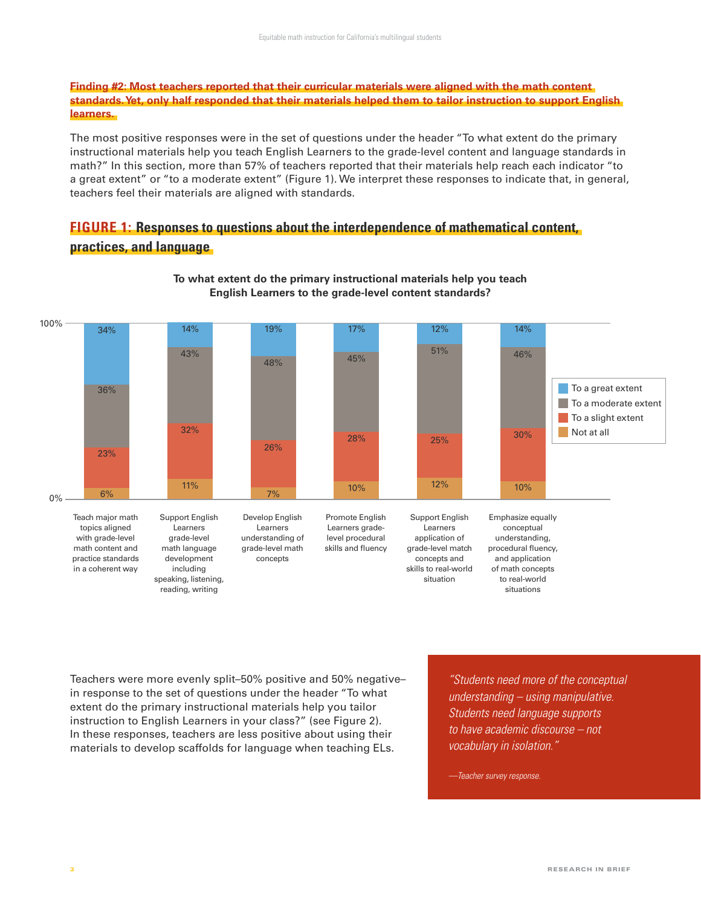**Finding #2: Most teachers reported that their curricular materials were aligned with the math content standards. Yet, only half responded that their materials helped them to tailor instruction to support English learners.**

The most positive responses were in the set of questions under the header "To what extent do the primary instructional materials help you teach English Learners to the grade-level content and language standards in math?" In this section, more than 57% of teachers reported that their materials help reach each indicator "to a great extent" or "to a moderate extent" (Figure 1). We interpret these responses to indicate that, in general, teachers feel their materials are aligned with standards.

## FIGURE 1: Responses to questions about the interdependence of mathematical content, practices, and language

**To what extent do the primary instructional materials help you teach English Learners to the grade-level content standards?**

| | To a great extent | To a moderate extent | To a slight extent | Not at all |
|---|---|---|---|---|
| Teach major math topics aligned with grade-level math content and practice standards in a coherent way | 34% | 36% | 23% | 6% |
| Support English Learners grade-level math language development including speaking, listening, reading, writing | 14% | 43% | 32% | 11% |
| Develop English Learners understanding of grade-level math concepts | 19% | 48% | 26% | 7% |
| Promote English Learners grade-level procedural skills and fluency | 17% | 45% | 28% | 10% |
| Support English Learners application of grade-level match concepts and skills to real-world situation | 12% | 51% | 25% | 12% |
| Emphasize equally conceptual understanding, procedural fluency, and application of math concepts to real-world situations | 14% | 46% | 30% | 10% |

Teachers were more evenly split–50% positive and 50% negative–in response to the set of questions under the header "To what extent do the primary instructional materials help you tailor instruction to English Learners in your class?" (see Figure 2). In these responses, teachers are less positive about using their materials to develop scaffolds for language when teaching ELs.

> *"Students need more of the conceptual understanding – using manipulative. Students need language supports to have academic discourse – not vocabulary in isolation."*
>
> *—Teacher survey response.*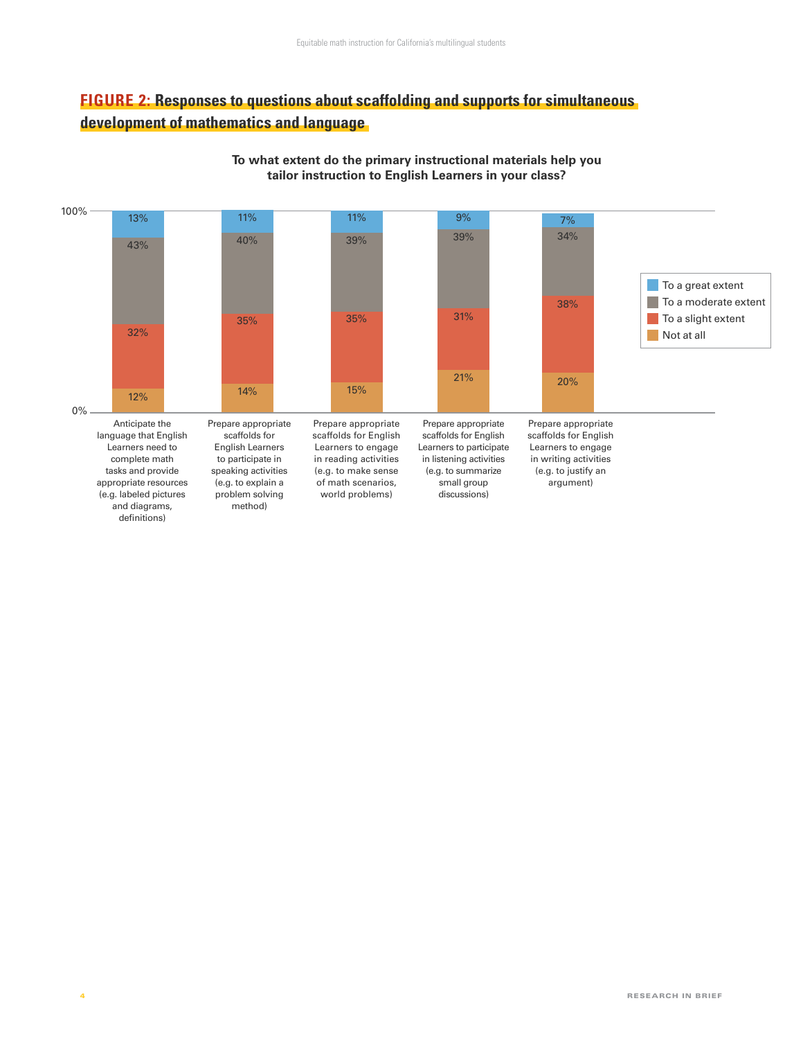## FIGURE 2: Responses to questions about scaffolding and supports for simultaneous development of mathematics and language

**To what extent do the primary instructional materials help you tailor instruction to English Learners in your class?**

| | To a great extent | To a moderate extent | To a slight extent | Not at all |
|---|---|---|---|---|
| Anticipate the language that English Learners need to complete math tasks and provide appropriate resources (e.g. labeled pictures and diagrams, definitions) | 13% | 43% | 32% | 12% |
| Prepare appropriate scaffolds for English Learners to participate in speaking activities (e.g. to explain a problem solving method) | 11% | 40% | 35% | 14% |
| Prepare appropriate scaffolds for English Learners to engage in reading activities (e.g. to make sense of math scenarios, world problems) | 11% | 39% | 35% | 15% |
| Prepare appropriate scaffolds for English Learners to participate in listening activities (e.g. to summarize small group discussions) | 9% | 39% | 31% | 21% |
| Prepare appropriate scaffolds for English Learners to engage in writing activities (e.g. to justify an argument) | 7% | 34% | 38% | 20% |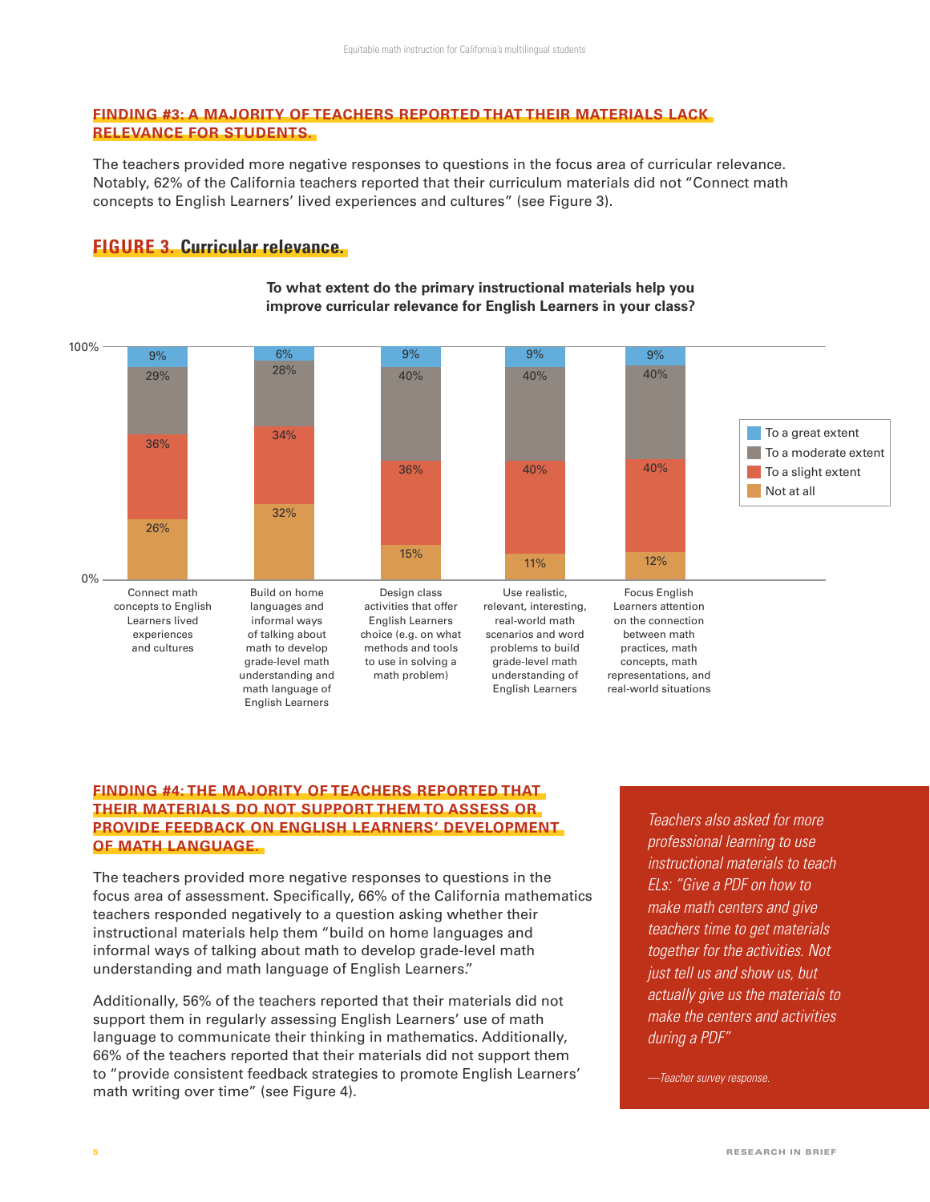### FINDING #3: A MAJORITY OF TEACHERS REPORTED THAT THEIR MATERIALS LACK RELEVANCE FOR STUDENTS.

The teachers provided more negative responses to questions in the focus area of curricular relevance. Notably, 62% of the California teachers reported that their curriculum materials did not "Connect math concepts to English Learners' lived experiences and cultures" (see Figure 3).

### FIGURE 3. Curricular relevance.

**To what extent do the primary instructional materials help you improve curricular relevance for English Learners in your class?**

| | To a great extent | To a moderate extent | To a slight extent | Not at all |
|---|---|---|---|---|
| Connect math concepts to English Learners lived experiences and cultures | 9% | 29% | 36% | 26% |
| Build on home languages and informal ways of talking about math to develop grade-level math understanding and math language of English Learners | 6% | 28% | 34% | 32% |
| Design class activities that offer English Learners choice (e.g. on what methods and tools to use in solving a math problem) | 9% | 40% | 36% | 15% |
| Use realistic, relevant, interesting, real-world math scenarios and word problems to build grade-level math understanding of English Learners | 9% | 40% | 40% | 11% |
| Focus English Learners attention on the connection between math practices, math concepts, math representations, and real-world situations | 9% | 40% | 40% | 12% |

### FINDING #4: THE MAJORITY OF TEACHERS REPORTED THAT THEIR MATERIALS DO NOT SUPPORT THEM TO ASSESS OR PROVIDE FEEDBACK ON ENGLISH LEARNERS' DEVELOPMENT OF MATH LANGUAGE.

The teachers provided more negative responses to questions in the focus area of assessment. Specifically, 66% of the California mathematics teachers responded negatively to a question asking whether their instructional materials help them "build on home languages and informal ways of talking about math to develop grade-level math understanding and math language of English Learners."

Additionally, 56% of the teachers reported that their materials did not support them in regularly assessing English Learners' use of math language to communicate their thinking in mathematics. Additionally, 66% of the teachers reported that their materials did not support them to "provide consistent feedback strategies to promote English Learners' math writing over time" (see Figure 4).

*Teachers also asked for more professional learning to use instructional materials to teach ELs: "Give a PDF on how to make math centers and give teachers time to get materials together for the activities. Not just tell us and show us, but actually give us the materials to make the centers and activities during a PDF"*

*—Teacher survey response.*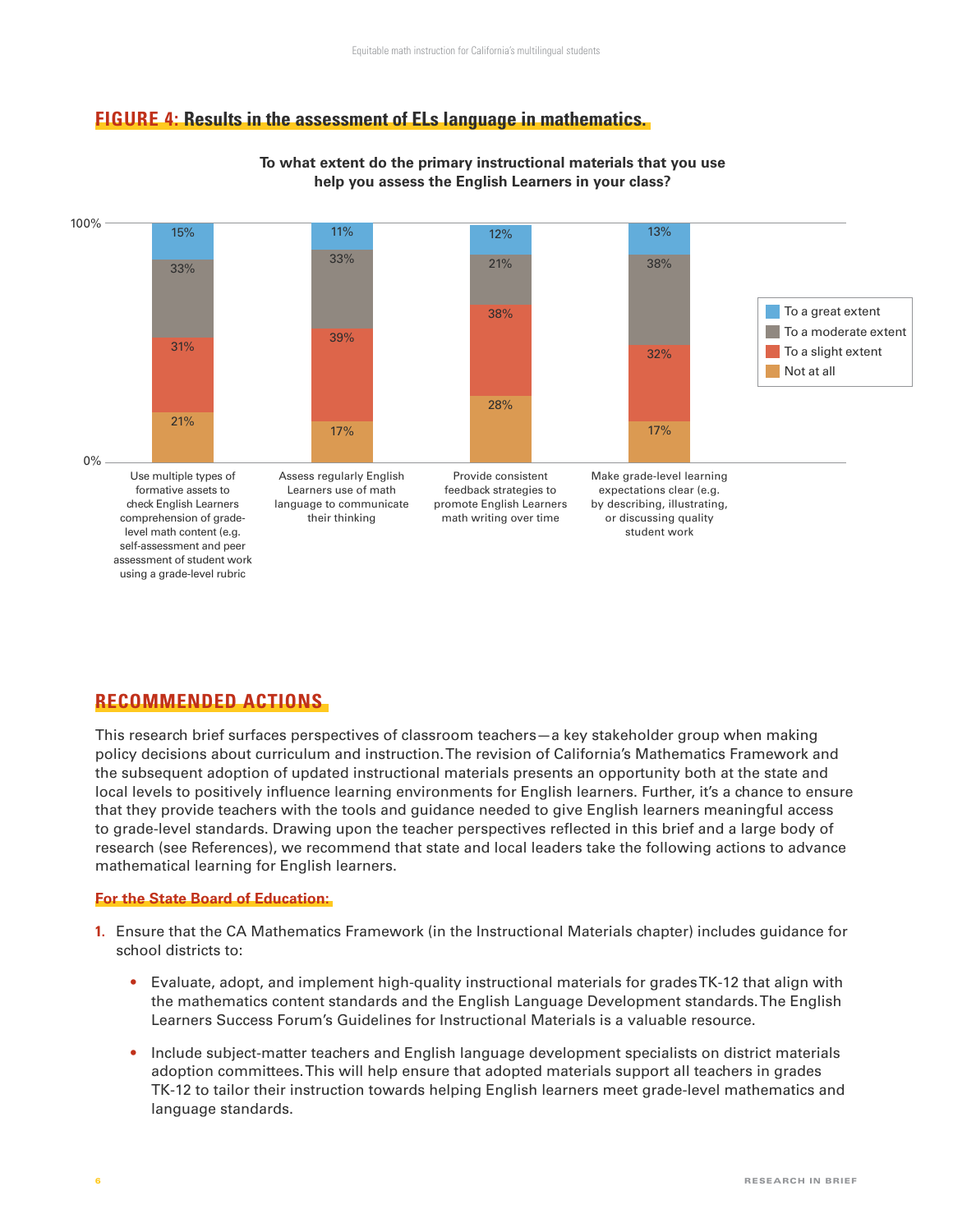## FIGURE 4: Results in the assessment of ELs language in mathematics.

**To what extent do the primary instructional materials that you use help you assess the English Learners in your class?**

| | To a great extent | To a moderate extent | To a slight extent | Not at all |
|---|---|---|---|---|
| Use multiple types of formative assets to check English Learners comprehension of grade-level math content (e.g. self-assessment and peer assessment of student work using a grade-level rubric | 15% | 33% | 31% | 21% |
| Assess regularly English Learners use of math language to communicate their thinking | 11% | 33% | 39% | 17% |
| Provide consistent feedback strategies to promote English Learners math writing over time | 12% | 21% | 38% | 28% |
| Make grade-level learning expectations clear (e.g. by describing, illustrating, or discussing quality student work | 13% | 38% | 32% | 17% |

## RECOMMENDED ACTIONS

This research brief surfaces perspectives of classroom teachers—a key stakeholder group when making policy decisions about curriculum and instruction. The revision of California's Mathematics Framework and the subsequent adoption of updated instructional materials presents an opportunity both at the state and local levels to positively influence learning environments for English learners. Further, it's a chance to ensure that they provide teachers with the tools and guidance needed to give English learners meaningful access to grade-level standards. Drawing upon the teacher perspectives reflected in this brief and a large body of research (see References), we recommend that state and local leaders take the following actions to advance mathematical learning for English learners.

### For the State Board of Education:

1. Ensure that the CA Mathematics Framework (in the Instructional Materials chapter) includes guidance for school districts to:
   - Evaluate, adopt, and implement high-quality instructional materials for grades TK-12 that align with the mathematics content standards and the English Language Development standards. The English Learners Success Forum's Guidelines for Instructional Materials is a valuable resource.
   - Include subject-matter teachers and English language development specialists on district materials adoption committees. This will help ensure that adopted materials support all teachers in grades TK-12 to tailor their instruction towards helping English learners meet grade-level mathematics and language standards.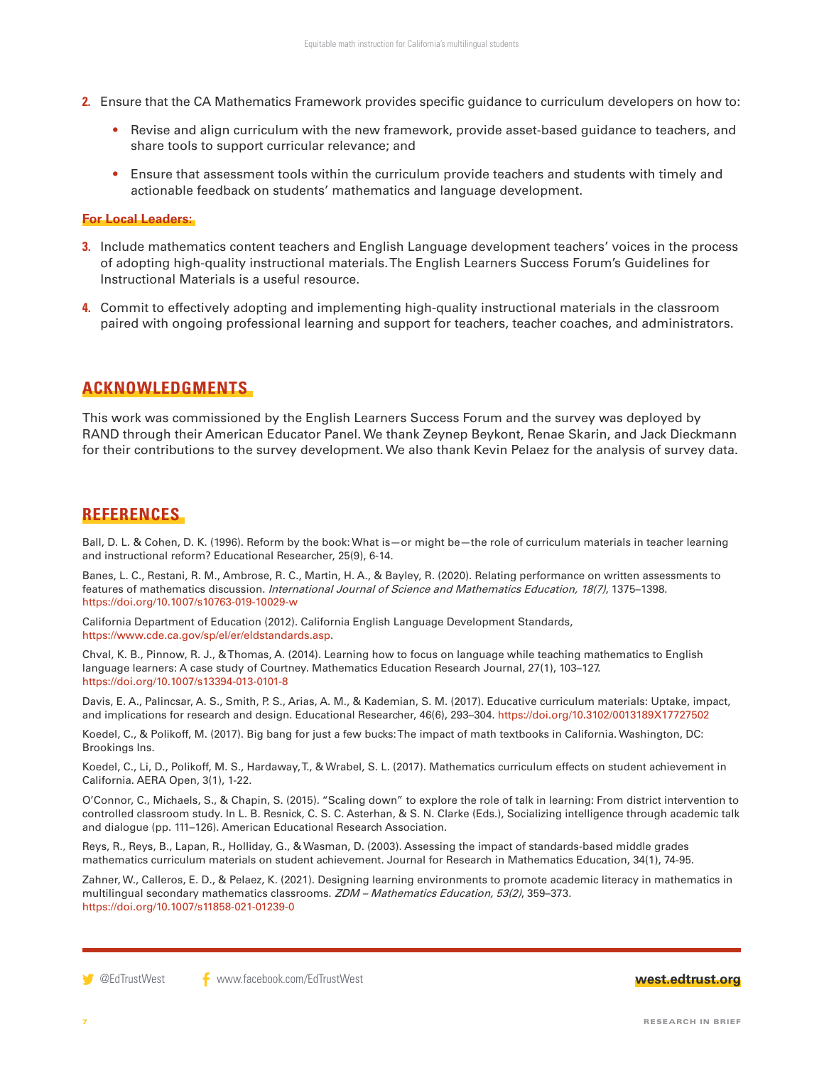2. Ensure that the CA Mathematics Framework provides specific guidance to curriculum developers on how to:

   - Revise and align curriculum with the new framework, provide asset-based guidance to teachers, and share tools to support curricular relevance; and
   - Ensure that assessment tools within the curriculum provide teachers and students with timely and actionable feedback on students' mathematics and language development.

**For Local Leaders:**

3. Include mathematics content teachers and English Language development teachers' voices in the process of adopting high-quality instructional materials. The English Learners Success Forum's Guidelines for Instructional Materials is a useful resource.

4. Commit to effectively adopting and implementing high-quality instructional materials in the classroom paired with ongoing professional learning and support for teachers, teacher coaches, and administrators.

## ACKNOWLEDGMENTS

This work was commissioned by the English Learners Success Forum and the survey was deployed by RAND through their American Educator Panel. We thank Zeynep Beykont, Renae Skarin, and Jack Dieckmann for their contributions to the survey development. We also thank Kevin Pelaez for the analysis of survey data.

## REFERENCES

Ball, D. L. & Cohen, D. K. (1996). Reform by the book: What is—or might be—the role of curriculum materials in teacher learning and instructional reform? Educational Researcher, 25(9), 6-14.

Banes, L. C., Restani, R. M., Ambrose, R. C., Martin, H. A., & Bayley, R. (2020). Relating performance on written assessments to features of mathematics discussion. *International Journal of Science and Mathematics Education, 18(7)*, 1375–1398. https://doi.org/10.1007/s10763-019-10029-w

California Department of Education (2012). California English Language Development Standards, https://www.cde.ca.gov/sp/el/er/eldstandards.asp.

Chval, K. B., Pinnow, R. J., & Thomas, A. (2014). Learning how to focus on language while teaching mathematics to English language learners: A case study of Courtney. Mathematics Education Research Journal, 27(1), 103–127. https://doi.org/10.1007/s13394-013-0101-8

Davis, E. A., Palincsar, A. S., Smith, P. S., Arias, A. M., & Kademian, S. M. (2017). Educative curriculum materials: Uptake, impact, and implications for research and design. Educational Researcher, 46(6), 293–304. https://doi.org/10.3102/0013189X17727502

Koedel, C., & Polikoff, M. (2017). Big bang for just a few bucks: The impact of math textbooks in California. Washington, DC: Brookings Ins.

Koedel, C., Li, D., Polikoff, M. S., Hardaway, T., & Wrabel, S. L. (2017). Mathematics curriculum effects on student achievement in California. AERA Open, 3(1), 1-22.

O'Connor, C., Michaels, S., & Chapin, S. (2015). "Scaling down" to explore the role of talk in learning: From district intervention to controlled classroom study. In L. B. Resnick, C. S. C. Asterhan, & S. N. Clarke (Eds.), Socializing intelligence through academic talk and dialogue (pp. 111–126). American Educational Research Association.

Reys, R., Reys, B., Lapan, R., Holliday, G., & Wasman, D. (2003). Assessing the impact of standards-based middle grades mathematics curriculum materials on student achievement. Journal for Research in Mathematics Education, 34(1), 74-95.

Zahner, W., Calleros, E. D., & Pelaez, K. (2021). Designing learning environments to promote academic literacy in mathematics in multilingual secondary mathematics classrooms. *ZDM – Mathematics Education, 53(2)*, 359–373. https://doi.org/10.1007/s11858-021-01239-0

@EdTrustWest www.facebook.com/EdTrustWest **west.edtrust.org**